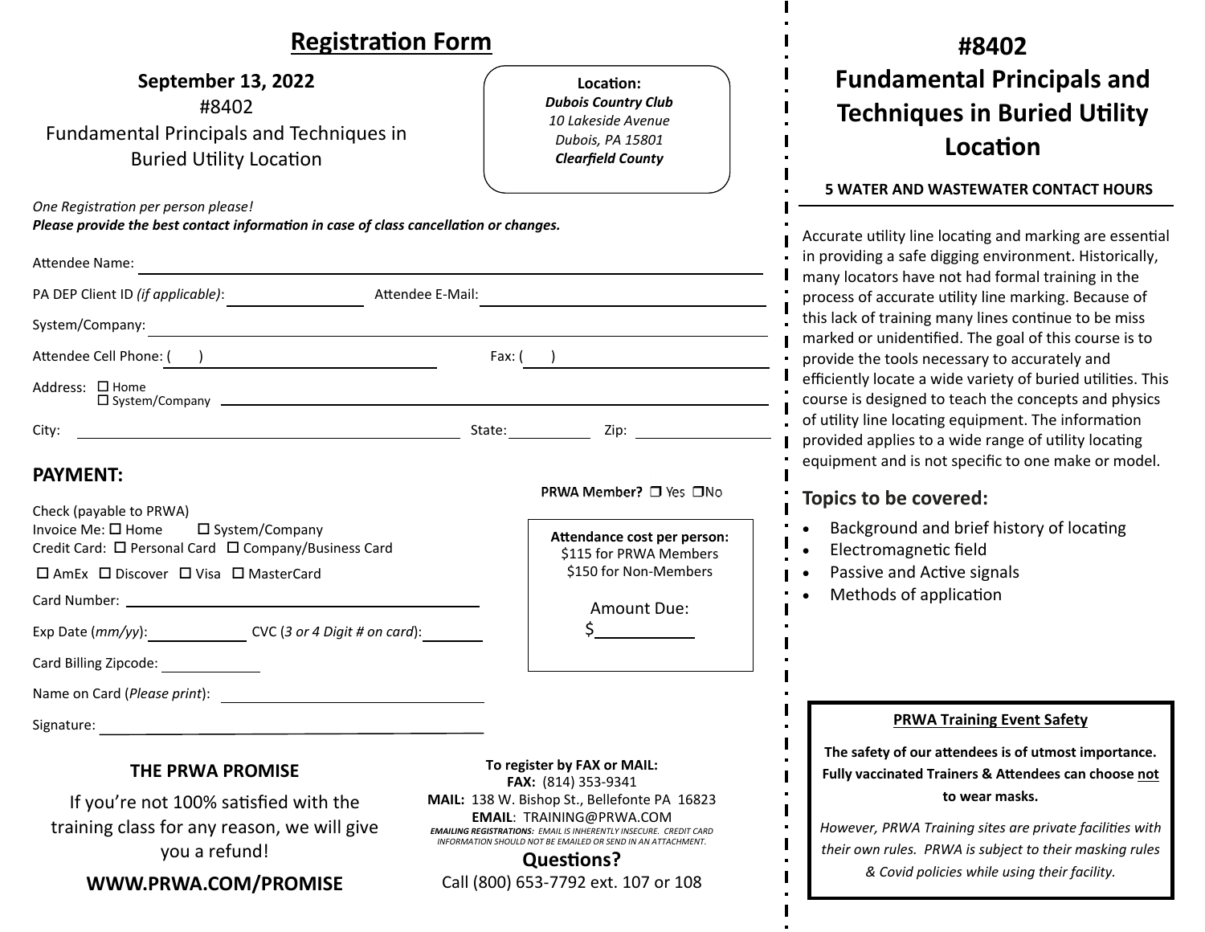## Registration Form

**September 13, 2022**

#8402

Fundamental Principals and Techniques in Buried Utility Location

**Location:**
***Dubois Country Club***
*10 Lakeside Avenue*
*Dubois, PA 15801*
***Clearfield County***

*One Registration per person please!*
***Please provide the best contact information in case of class cancellation or changes.***

Attendee Name: ______________________________

PA DEP Client ID *(if applicable)*: ______________ Attendee E-Mail: ______________________

System/Company: ______________________________

Attendee Cell Phone: (    ) ______________ Fax: (    ) ______________

Address: ☐ Home ☐ System/Company ______________________________

City: ______________ State: ________ Zip: ________

### PAYMENT:

**PRWA Member?** ☐ Yes ☐No

Check (payable to PRWA)
Invoice Me: ☐ Home ☐ System/Company
Credit Card: ☐ Personal Card ☐ Company/Business Card
☐ AmEx ☐ Discover ☐ Visa ☐ MasterCard

Card Number: ______________________________

Exp Date (*mm/yy*): __________ CVC (*3 or 4 Digit # on card*): ________

Card Billing Zipcode: __________

Name on Card (*Please print*): ______________________

Signature: ______________________________

**Attendance cost per person:**
$115 for PRWA Members
$150 for Non-Members

Amount Due:
$__________

### THE PRWA PROMISE

If you're not 100% satisfied with the training class for any reason, we will give you a refund!

**WWW.PRWA.COM/PROMISE**

**To register by FAX or MAIL:**
**FAX:** (814) 353-9341
**MAIL:** 138 W. Bishop St., Bellefonte PA 16823
**EMAIL**: TRAINING@PRWA.COM
***EMAILING REGISTRATIONS:** EMAIL IS INHERENTLY INSECURE. CREDIT CARD INFORMATION SHOULD NOT BE EMAILED OR SEND IN AN ATTACHMENT.*

**Questions?**
Call (800) 653-7792 ext. 107 or 108

# #8402 Fundamental Principals and Techniques in Buried Utility Location

**5 WATER AND WASTEWATER CONTACT HOURS**

Accurate utility line locating and marking are essential in providing a safe digging environment. Historically, many locators have not had formal training in the process of accurate utility line marking. Because of this lack of training many lines continue to be miss marked or unidentified. The goal of this course is to provide the tools necessary to accurately and efficiently locate a wide variety of buried utilities. This course is designed to teach the concepts and physics of utility line locating equipment. The information provided applies to a wide range of utility locating equipment and is not specific to one make or model.

### Topics to be covered:

- Background and brief history of locating
- Electromagnetic field
- Passive and Active signals
- Methods of application

**PRWA Training Event Safety**

**The safety of our attendees is of utmost importance. Fully vaccinated Trainers & Attendees can choose not to wear masks.**

*However, PRWA Training sites are private facilities with their own rules. PRWA is subject to their masking rules & Covid policies while using their facility.*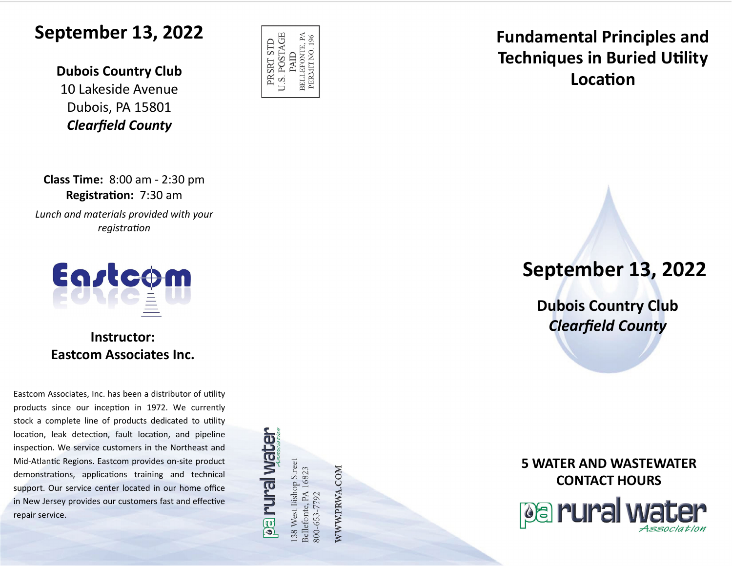## September 13, 2022

**Dubois Country Club**
10 Lakeside Avenue
Dubois, PA 15801
***Clearfield County***

**Class Time:** 8:00 am - 2:30 pm
**Registration:** 7:30 am

*Lunch and materials provided with your registration*

Eastcom

**Instructor:**
**Eastcom Associates Inc.**

Eastcom Associates, Inc. has been a distributor of utility products since our inception in 1972. We currently stock a complete line of products dedicated to utility location, leak detection, fault location, and pipeline inspection. We service customers in the Northeast and Mid-Atlantic Regions. Eastcom provides on-site product demonstrations, applications training and technical support. Our service center located in our home office in New Jersey provides our customers fast and effective repair service.

PRSRT STD
U.S. POSTAGE
PAID
BELLEFONTE, PA
PERMIT NO. 196

pa rural water Association
138 West Bishop Street
Bellefonte, PA 16823
800-653-7792

WWW.PRWA.COM

# Fundamental Principles and Techniques in Buried Utility Location

## September 13, 2022

**Dubois Country Club**
***Clearfield County***

**5 WATER AND WASTEWATER CONTACT HOURS**

pa rural water Association